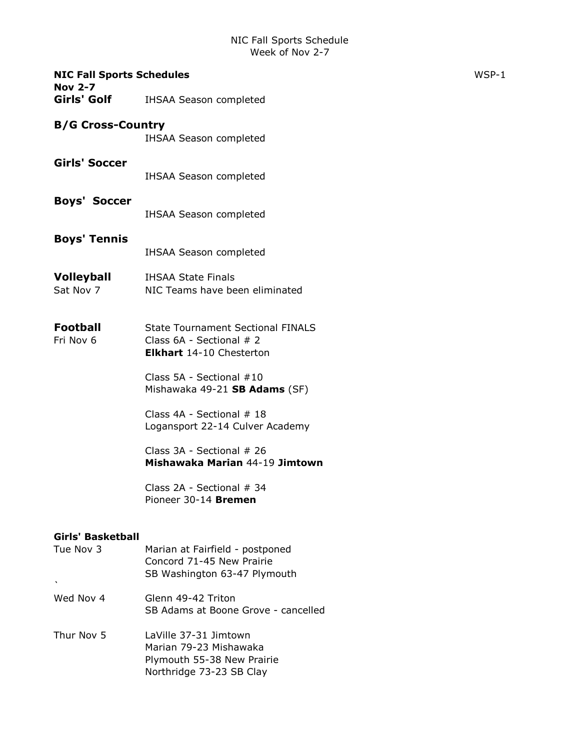NIC Fall Sports Schedule
Week of Nov 2-7

**NIC Fall Sports Schedules** WSP-1

**Nov 2-7**

**Girls' Golf** IHSAA Season completed

**B/G Cross-Country**
IHSAA Season completed

**Girls' Soccer**
IHSAA Season completed

**Boys' Soccer**
IHSAA Season completed

**Boys' Tennis**
IHSAA Season completed

**Volleyball** IHSAA State Finals
Sat Nov 7 NIC Teams have been eliminated

**Football** State Tournament Sectional FINALS
Fri Nov 6 Class 6A - Sectional # 2
**Elkhart** 14-10 Chesterton

Class 5A - Sectional #10
Mishawaka 49-21 **SB Adams** (SF)

Class 4A - Sectional # 18
Logansport 22-14 Culver Academy

Class 3A - Sectional # 26
**Mishawaka Marian** 44-19 **Jimtown**

Class 2A - Sectional # 34
Pioneer 30-14 **Bremen**

**Girls' Basketball**

Tue Nov 3
Marian at Fairfield - postponed
Concord 71-45 New Prairie
SB Washington 63-47 Plymouth
`

Wed Nov 4
Glenn 49-42 Triton
SB Adams at Boone Grove - cancelled

Thur Nov 5
LaVille 37-31 Jimtown
Marian 79-23 Mishawaka
Plymouth 55-38 New Prairie
Northridge 73-23 SB Clay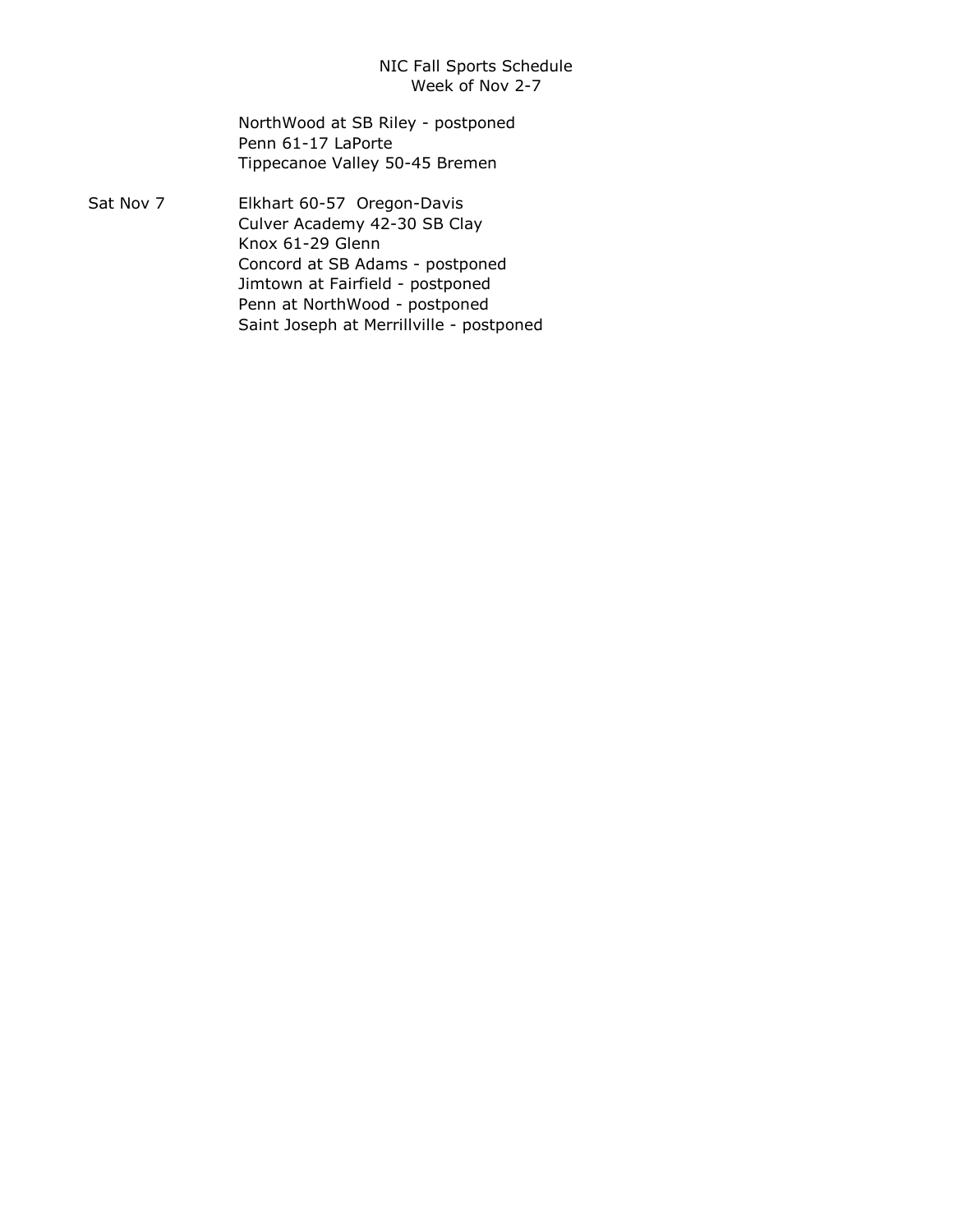NIC Fall Sports Schedule
Week of Nov 2-7

NorthWood at SB Riley - postponed
Penn 61-17 LaPorte
Tippecanoe Valley 50-45 Bremen

Sat Nov 7

Elkhart 60-57 Oregon-Davis
Culver Academy 42-30 SB Clay
Knox 61-29 Glenn
Concord at SB Adams - postponed
Jimtown at Fairfield - postponed
Penn at NorthWood - postponed
Saint Joseph at Merrillville - postponed